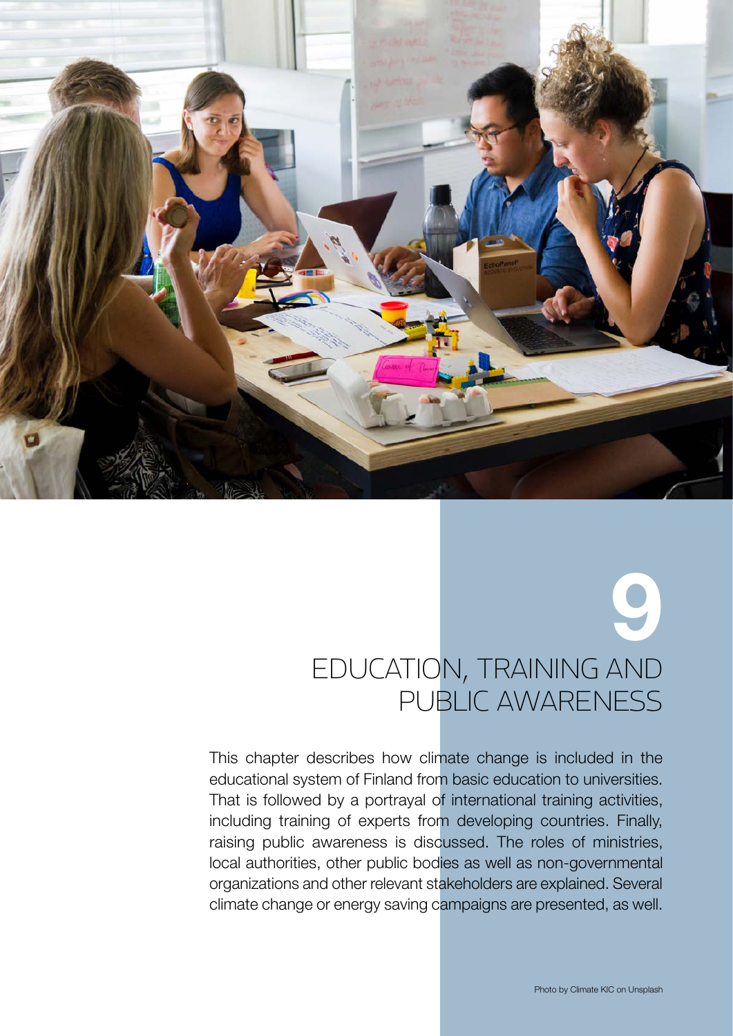# 9 EDUCATION, TRAINING AND PUBLIC AWARENESS

This chapter describes how climate change is included in the educational system of Finland from basic education to universities. That is followed by a portrayal of international training activities, including training of experts from developing countries. Finally, raising public awareness is discussed. The roles of ministries, local authorities, other public bodies as well as non-governmental organizations and other relevant stakeholders are explained. Several climate change or energy saving campaigns are presented, as well.

Photo by Climate KIC on Unsplash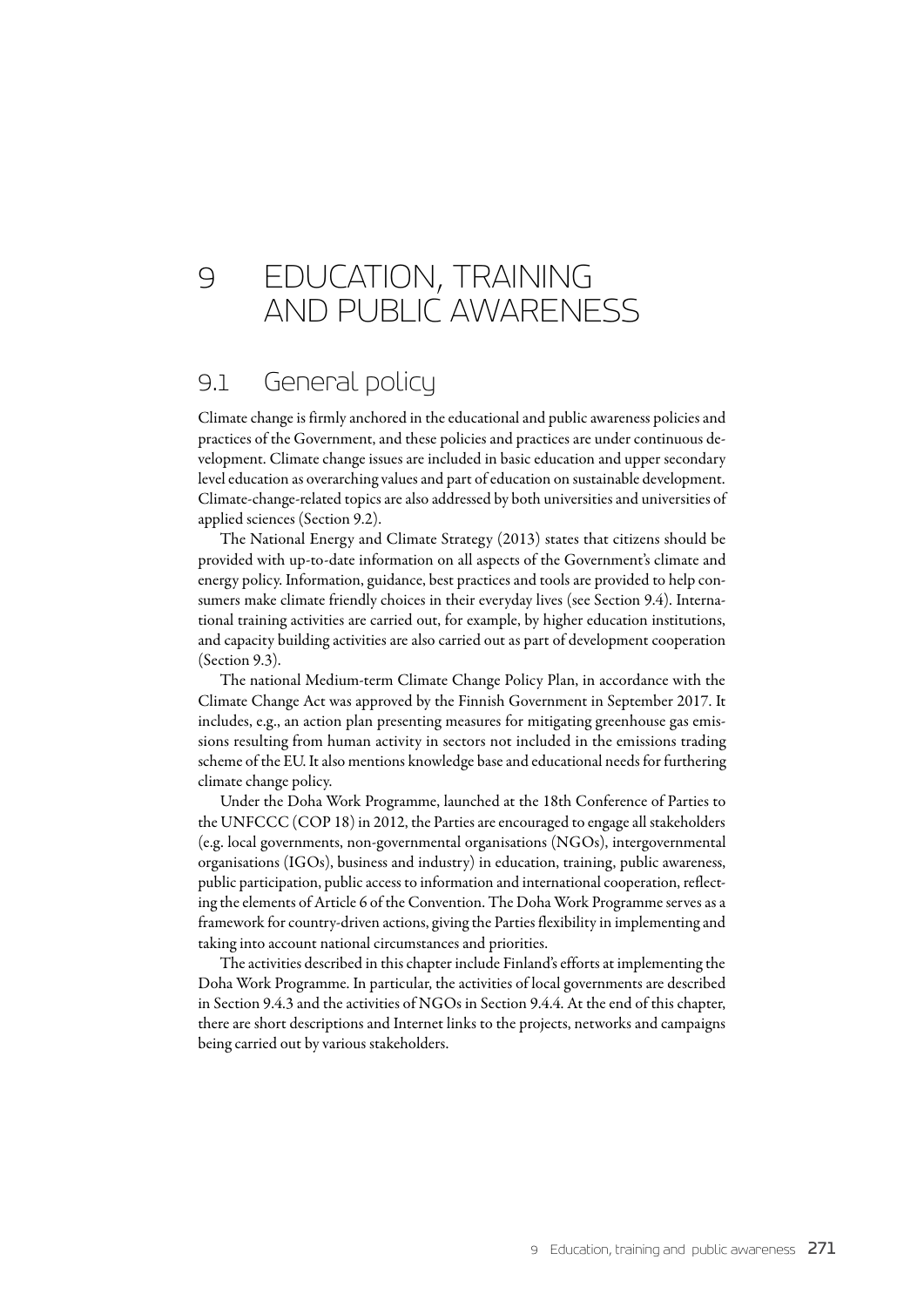# 9 EDUCATION, TRAINING AND PUBLIC AWARENESS

## 9.1 General policy

Climate change is firmly anchored in the educational and public awareness policies and practices of the Government, and these policies and practices are under continuous development. Climate change issues are included in basic education and upper secondary level education as overarching values and part of education on sustainable development. Climate-change-related topics are also addressed by both universities and universities of applied sciences (Section 9.2).

The National Energy and Climate Strategy (2013) states that citizens should be provided with up-to-date information on all aspects of the Government's climate and energy policy. Information, guidance, best practices and tools are provided to help consumers make climate friendly choices in their everyday lives (see Section 9.4). International training activities are carried out, for example, by higher education institutions, and capacity building activities are also carried out as part of development cooperation (Section 9.3).

The national Medium-term Climate Change Policy Plan, in accordance with the Climate Change Act was approved by the Finnish Government in September 2017. It includes, e.g., an action plan presenting measures for mitigating greenhouse gas emissions resulting from human activity in sectors not included in the emissions trading scheme of the EU. It also mentions knowledge base and educational needs for furthering climate change policy.

Under the Doha Work Programme, launched at the 18th Conference of Parties to the UNFCCC (COP 18) in 2012, the Parties are encouraged to engage all stakeholders (e.g. local governments, non-governmental organisations (NGOs), intergovernmental organisations (IGOs), business and industry) in education, training, public awareness, public participation, public access to information and international cooperation, reflecting the elements of Article 6 of the Convention. The Doha Work Programme serves as a framework for country-driven actions, giving the Parties flexibility in implementing and taking into account national circumstances and priorities.

The activities described in this chapter include Finland's efforts at implementing the Doha Work Programme. In particular, the activities of local governments are described in Section 9.4.3 and the activities of NGOs in Section 9.4.4. At the end of this chapter, there are short descriptions and Internet links to the projects, networks and campaigns being carried out by various stakeholders.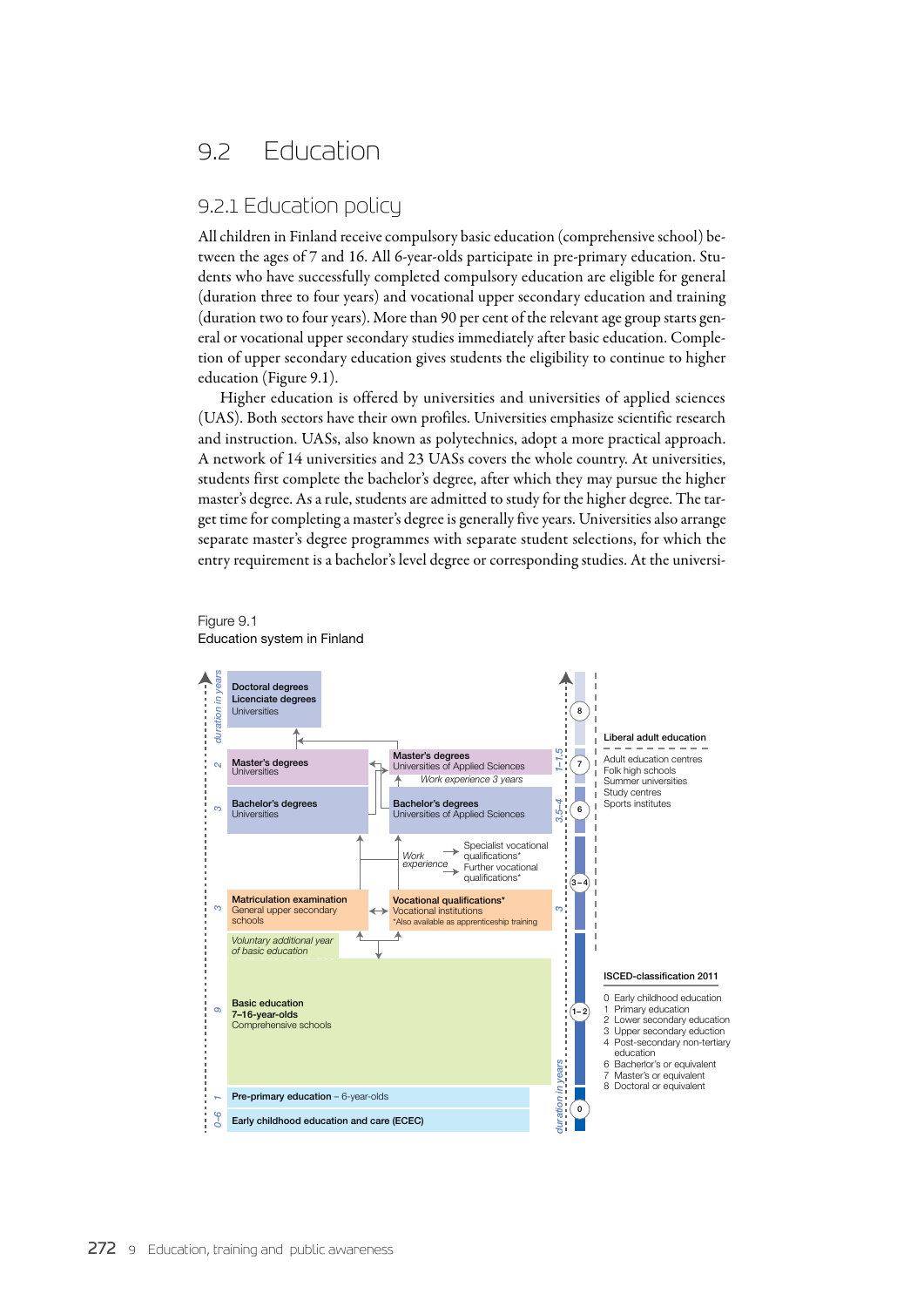## 9.2 Education

### 9.2.1 Education policy

All children in Finland receive compulsory basic education (comprehensive school) between the ages of 7 and 16. All 6-year-olds participate in pre-primary education. Students who have successfully completed compulsory education are eligible for general (duration three to four years) and vocational upper secondary education and training (duration two to four years). More than 90 per cent of the relevant age group starts general or vocational upper secondary studies immediately after basic education. Completion of upper secondary education gives students the eligibility to continue to higher education (Figure 9.1).

Higher education is offered by universities and universities of applied sciences (UAS). Both sectors have their own profiles. Universities emphasize scientific research and instruction. UASs, also known as polytechnics, adopt a more practical approach. A network of 14 universities and 23 UASs covers the whole country. At universities, students first complete the bachelor's degree, after which they may pursue the higher master's degree. As a rule, students are admitted to study for the higher degree. The target time for completing a master's degree is generally five years. Universities also arrange separate master's degree programmes with separate student selections, for which the entry requirement is a bachelor's level degree or corresponding studies. At the universi-

Figure 9.1
Education system in Finland

- **Doctoral degrees / Licenciate degrees** – Universities
- (2) **Master's degrees** – Universities
- (1–1.5) **Master's degrees** – Universities of Applied Sciences; *Work experience 3 years*
- (3) **Bachelor's degrees** – Universities
- (3.5–4) **Bachelor's degrees** – Universities of Applied Sciences
- *Work experience* → Specialist vocational qualifications*; Further vocational qualifications*
- (3) **Matriculation examination** – General upper secondary schools
- (3) **Vocational qualifications*** – Vocational institutions; *Also available as apprenticeship training
- *Voluntary additional year of basic education*
- (9) **Basic education 7–16-year-olds** – Comprehensive schools
- (1) **Pre-primary education** – 6-year-olds
- (0–6) **Early childhood education and care (ECEC)**

*duration in years*

**Liberal adult education**
- Adult education centres
- Folk high schools
- Summer universities
- Study centres
- Sports institutes

**ISCED-classification 2011**
- 0 Early childhood education
- 1 Primary education
- 2 Lower secondary education
- 3 Upper secondary eduction
- 4 Post-secondary non-tertiary education
- 6 Bacherlor's or equivalent
- 7 Master's or equivalent
- 8 Doctoral or equivalent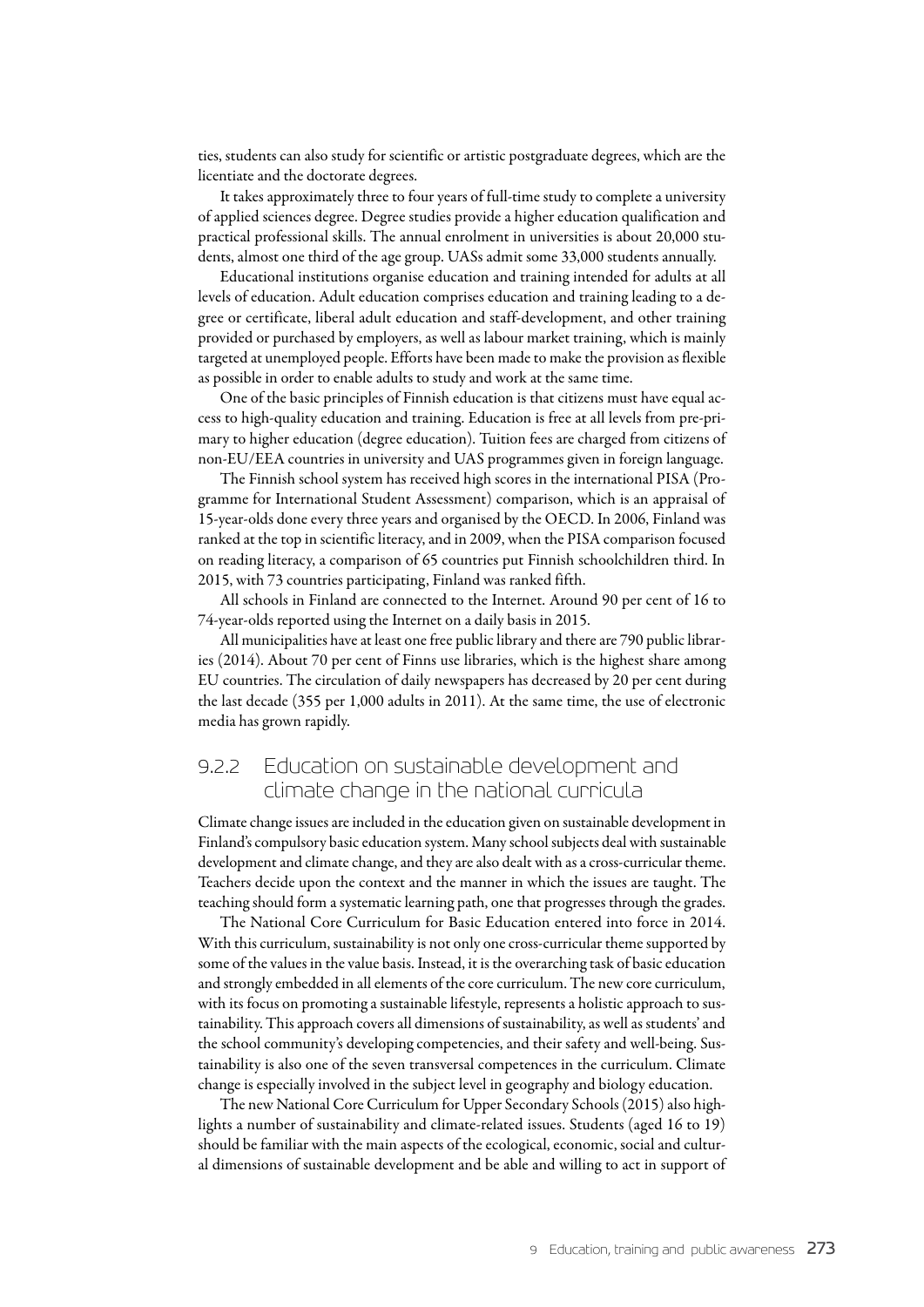ties, students can also study for scientific or artistic postgraduate degrees, which are the licentiate and the doctorate degrees.

It takes approximately three to four years of full-time study to complete a university of applied sciences degree. Degree studies provide a higher education qualification and practical professional skills. The annual enrolment in universities is about 20,000 students, almost one third of the age group. UASs admit some 33,000 students annually.

Educational institutions organise education and training intended for adults at all levels of education. Adult education comprises education and training leading to a degree or certificate, liberal adult education and staff-development, and other training provided or purchased by employers, as well as labour market training, which is mainly targeted at unemployed people. Efforts have been made to make the provision as flexible as possible in order to enable adults to study and work at the same time.

One of the basic principles of Finnish education is that citizens must have equal access to high-quality education and training. Education is free at all levels from pre-primary to higher education (degree education). Tuition fees are charged from citizens of non-EU/EEA countries in university and UAS programmes given in foreign language.

The Finnish school system has received high scores in the international PISA (Programme for International Student Assessment) comparison, which is an appraisal of 15-year-olds done every three years and organised by the OECD. In 2006, Finland was ranked at the top in scientific literacy, and in 2009, when the PISA comparison focused on reading literacy, a comparison of 65 countries put Finnish schoolchildren third. In 2015, with 73 countries participating, Finland was ranked fifth.

All schools in Finland are connected to the Internet. Around 90 per cent of 16 to 74-year-olds reported using the Internet on a daily basis in 2015.

All municipalities have at least one free public library and there are 790 public libraries (2014). About 70 per cent of Finns use libraries, which is the highest share among EU countries. The circulation of daily newspapers has decreased by 20 per cent during the last decade (355 per 1,000 adults in 2011). At the same time, the use of electronic media has grown rapidly.

### 9.2.2 Education on sustainable development and climate change in the national curricula

Climate change issues are included in the education given on sustainable development in Finland's compulsory basic education system. Many school subjects deal with sustainable development and climate change, and they are also dealt with as a cross-curricular theme. Teachers decide upon the context and the manner in which the issues are taught. The teaching should form a systematic learning path, one that progresses through the grades.

The National Core Curriculum for Basic Education entered into force in 2014. With this curriculum, sustainability is not only one cross-curricular theme supported by some of the values in the value basis. Instead, it is the overarching task of basic education and strongly embedded in all elements of the core curriculum. The new core curriculum, with its focus on promoting a sustainable lifestyle, represents a holistic approach to sustainability. This approach covers all dimensions of sustainability, as well as students' and the school community's developing competencies, and their safety and well-being. Sustainability is also one of the seven transversal competences in the curriculum. Climate change is especially involved in the subject level in geography and biology education.

The new National Core Curriculum for Upper Secondary Schools (2015) also highlights a number of sustainability and climate-related issues. Students (aged 16 to 19) should be familiar with the main aspects of the ecological, economic, social and cultural dimensions of sustainable development and be able and willing to act in support of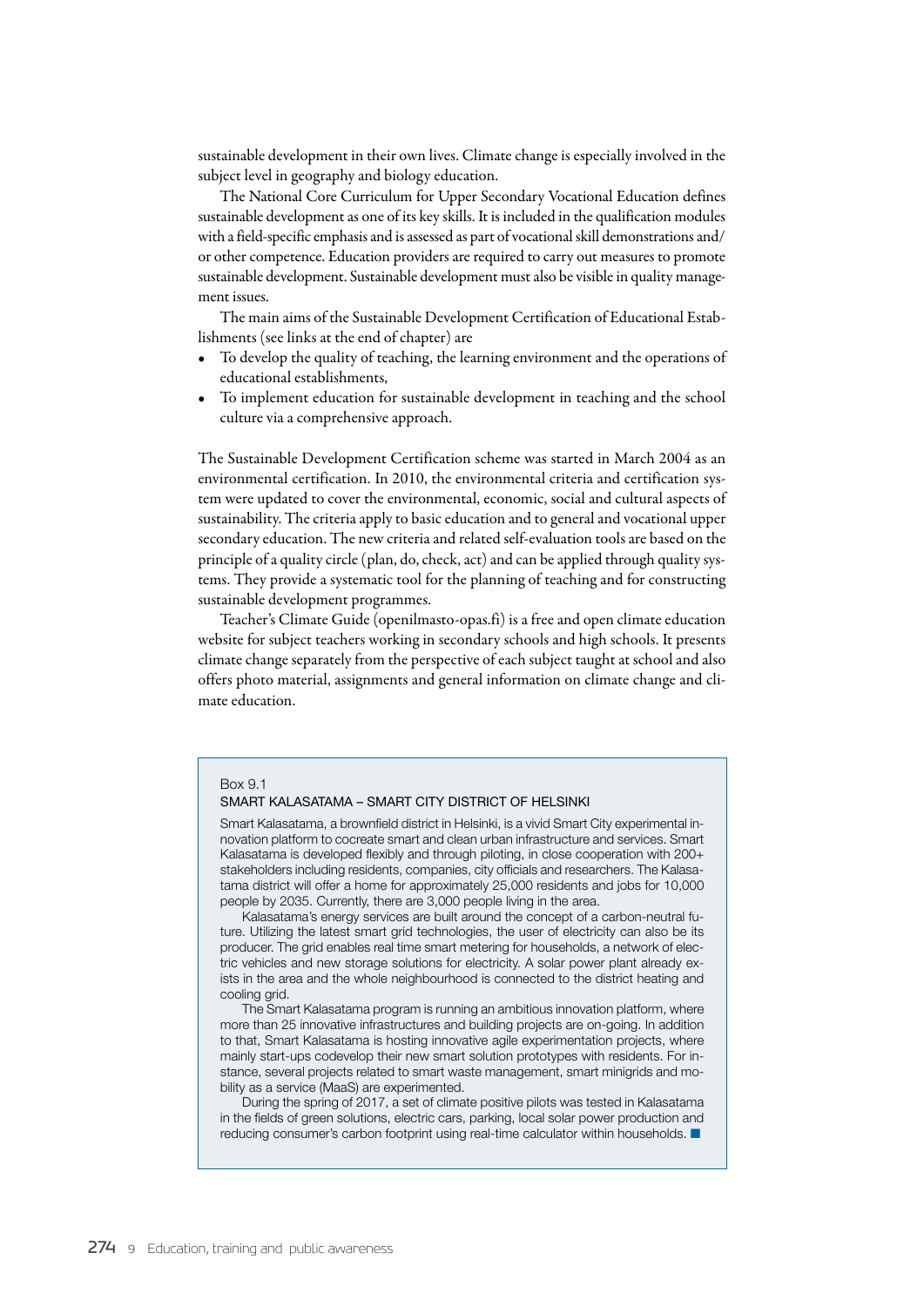sustainable development in their own lives. Climate change is especially involved in the subject level in geography and biology education.

The National Core Curriculum for Upper Secondary Vocational Education defines sustainable development as one of its key skills. It is included in the qualification modules with a field-specific emphasis and is assessed as part of vocational skill demonstrations and/or other competence. Education providers are required to carry out measures to promote sustainable development. Sustainable development must also be visible in quality management issues.

The main aims of the Sustainable Development Certification of Educational Establishments (see links at the end of chapter) are

- To develop the quality of teaching, the learning environment and the operations of educational establishments,
- To implement education for sustainable development in teaching and the school culture via a comprehensive approach.

The Sustainable Development Certification scheme was started in March 2004 as an environmental certification. In 2010, the environmental criteria and certification system were updated to cover the environmental, economic, social and cultural aspects of sustainability. The criteria apply to basic education and to general and vocational upper secondary education. The new criteria and related self-evaluation tools are based on the principle of a quality circle (plan, do, check, act) and can be applied through quality systems. They provide a systematic tool for the planning of teaching and for constructing sustainable development programmes.

Teacher's Climate Guide (openilmasto-opas.fi) is a free and open climate education website for subject teachers working in secondary schools and high schools. It presents climate change separately from the perspective of each subject taught at school and also offers photo material, assignments and general information on climate change and climate education.

Box 9.1

**SMART KALASATAMA – SMART CITY DISTRICT OF HELSINKI**

Smart Kalasatama, a brownfield district in Helsinki, is a vivid Smart City experimental innovation platform to cocreate smart and clean urban infrastructure and services. Smart Kalasatama is developed flexibly and through piloting, in close cooperation with 200+ stakeholders including residents, companies, city officials and researchers. The Kalasatama district will offer a home for approximately 25,000 residents and jobs for 10,000 people by 2035. Currently, there are 3,000 people living in the area.

Kalasatama's energy services are built around the concept of a carbon-neutral future. Utilizing the latest smart grid technologies, the user of electricity can also be its producer. The grid enables real time smart metering for households, a network of electric vehicles and new storage solutions for electricity. A solar power plant already exists in the area and the whole neighbourhood is connected to the district heating and cooling grid.

The Smart Kalasatama program is running an ambitious innovation platform, where more than 25 innovative infrastructures and building projects are on-going. In addition to that, Smart Kalasatama is hosting innovative agile experimentation projects, where mainly start-ups codevelop their new smart solution prototypes with residents. For instance, several projects related to smart waste management, smart minigrids and mobility as a service (MaaS) are experimented.

During the spring of 2017, a set of climate positive pilots was tested in Kalasatama in the fields of green solutions, electric cars, parking, local solar power production and reducing consumer's carbon footprint using real-time calculator within households. ■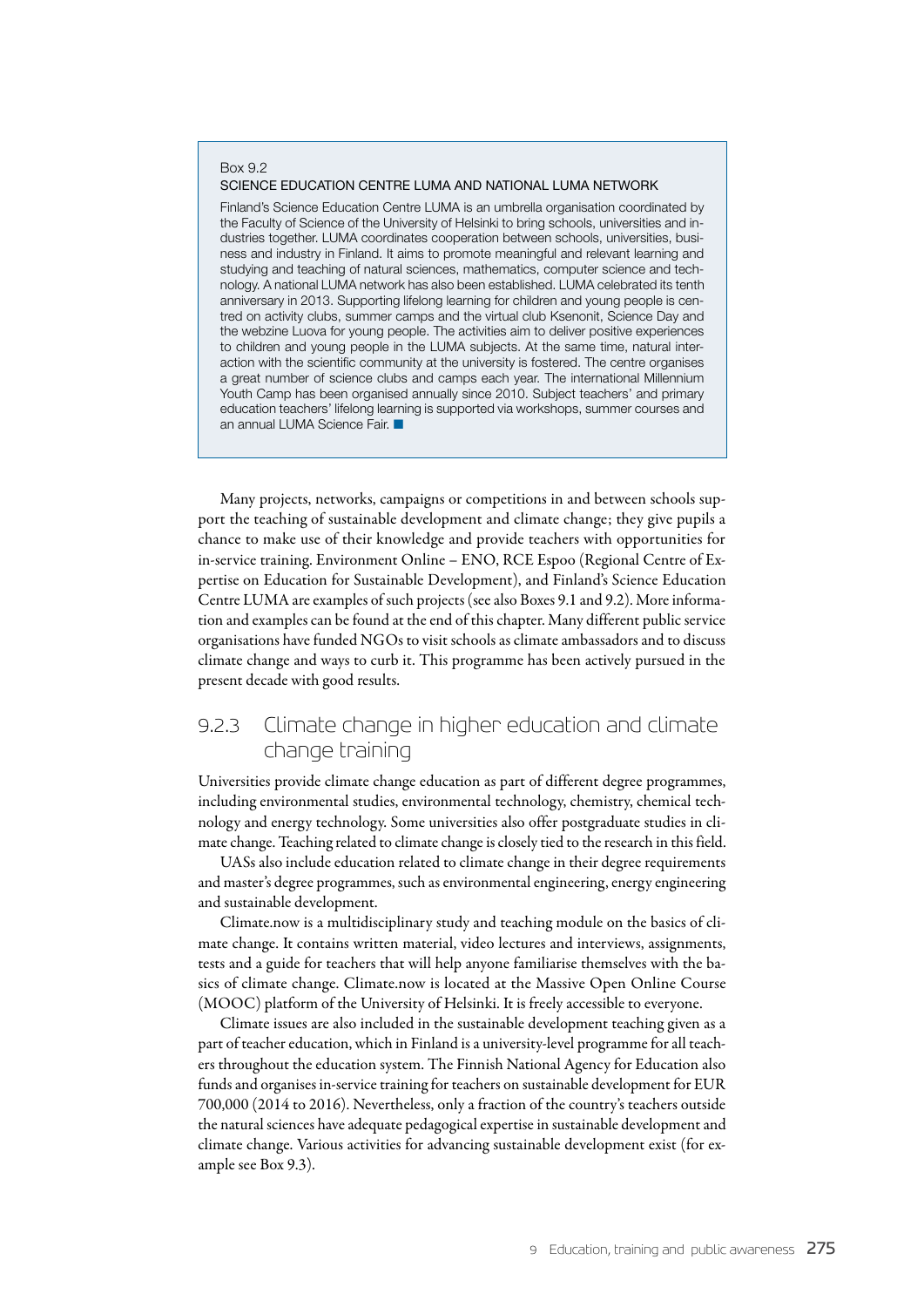Box 9.2

SCIENCE EDUCATION CENTRE LUMA AND NATIONAL LUMA NETWORK

Finland's Science Education Centre LUMA is an umbrella organisation coordinated by the Faculty of Science of the University of Helsinki to bring schools, universities and industries together. LUMA coordinates cooperation between schools, universities, business and industry in Finland. It aims to promote meaningful and relevant learning and studying and teaching of natural sciences, mathematics, computer science and technology. A national LUMA network has also been established. LUMA celebrated its tenth anniversary in 2013. Supporting lifelong learning for children and young people is centred on activity clubs, summer camps and the virtual club Ksenonit, Science Day and the webzine Luova for young people. The activities aim to deliver positive experiences to children and young people in the LUMA subjects. At the same time, natural interaction with the scientific community at the university is fostered. The centre organises a great number of science clubs and camps each year. The international Millennium Youth Camp has been organised annually since 2010. Subject teachers' and primary education teachers' lifelong learning is supported via workshops, summer courses and an annual LUMA Science Fair. ■

Many projects, networks, campaigns or competitions in and between schools support the teaching of sustainable development and climate change; they give pupils a chance to make use of their knowledge and provide teachers with opportunities for in-service training. Environment Online – ENO, RCE Espoo (Regional Centre of Expertise on Education for Sustainable Development), and Finland's Science Education Centre LUMA are examples of such projects (see also Boxes 9.1 and 9.2). More information and examples can be found at the end of this chapter. Many different public service organisations have funded NGOs to visit schools as climate ambassadors and to discuss climate change and ways to curb it. This programme has been actively pursued in the present decade with good results.

### 9.2.3 Climate change in higher education and climate change training

Universities provide climate change education as part of different degree programmes, including environmental studies, environmental technology, chemistry, chemical technology and energy technology. Some universities also offer postgraduate studies in climate change. Teaching related to climate change is closely tied to the research in this field.

UASs also include education related to climate change in their degree requirements and master's degree programmes, such as environmental engineering, energy engineering and sustainable development.

Climate.now is a multidisciplinary study and teaching module on the basics of climate change. It contains written material, video lectures and interviews, assignments, tests and a guide for teachers that will help anyone familiarise themselves with the basics of climate change. Climate.now is located at the Massive Open Online Course (MOOC) platform of the University of Helsinki. It is freely accessible to everyone.

Climate issues are also included in the sustainable development teaching given as a part of teacher education, which in Finland is a university-level programme for all teachers throughout the education system. The Finnish National Agency for Education also funds and organises in-service training for teachers on sustainable development for EUR 700,000 (2014 to 2016). Nevertheless, only a fraction of the country's teachers outside the natural sciences have adequate pedagogical expertise in sustainable development and climate change. Various activities for advancing sustainable development exist (for example see Box 9.3).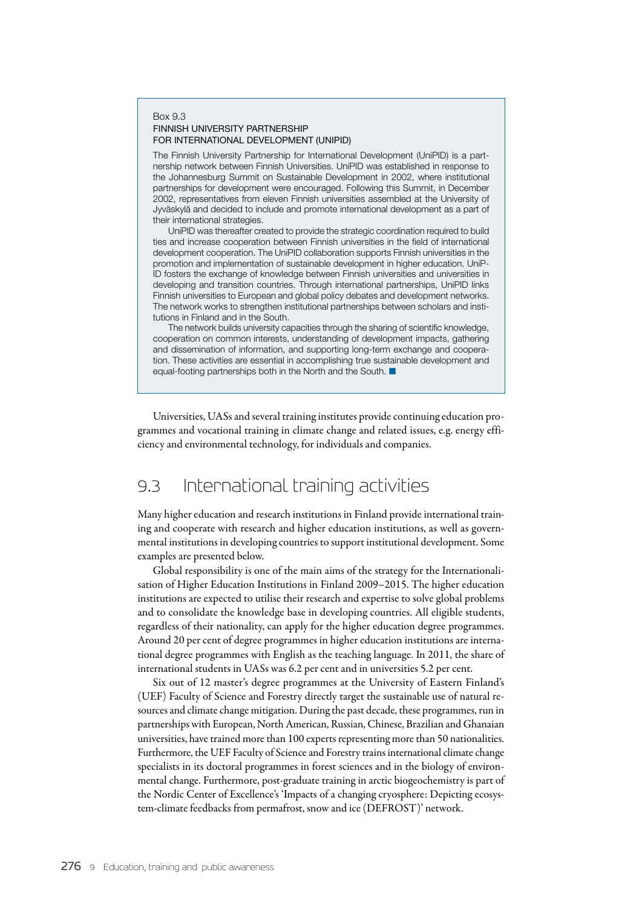Box 9.3
FINNISH UNIVERSITY PARTNERSHIP
FOR INTERNATIONAL DEVELOPMENT (UNIPID)

The Finnish University Partnership for International Development (UniPID) is a partnership network between Finnish Universities. UniPID was established in response to the Johannesburg Summit on Sustainable Development in 2002, where institutional partnerships for development were encouraged. Following this Summit, in December 2002, representatives from eleven Finnish universities assembled at the University of Jyväskylä and decided to include and promote international development as a part of their international strategies.

UniPID was thereafter created to provide the strategic coordination required to build ties and increase cooperation between Finnish universities in the field of international development cooperation. The UniPID collaboration supports Finnish universities in the promotion and implementation of sustainable development in higher education. UniPID fosters the exchange of knowledge between Finnish universities and universities in developing and transition countries. Through international partnerships, UniPID links Finnish universities to European and global policy debates and development networks. The network works to strengthen institutional partnerships between scholars and institutions in Finland and in the South.

The network builds university capacities through the sharing of scientific knowledge, cooperation on common interests, understanding of development impacts, gathering and dissemination of information, and supporting long-term exchange and cooperation. These activities are essential in accomplishing true sustainable development and equal-footing partnerships both in the North and the South. ■

Universities, UASs and several training institutes provide continuing education programmes and vocational training in climate change and related issues, e.g. energy efficiency and environmental technology, for individuals and companies.

## 9.3 International training activities

Many higher education and research institutions in Finland provide international training and cooperate with research and higher education institutions, as well as governmental institutions in developing countries to support institutional development. Some examples are presented below.

Global responsibility is one of the main aims of the strategy for the Internationalisation of Higher Education Institutions in Finland 2009–2015. The higher education institutions are expected to utilise their research and expertise to solve global problems and to consolidate the knowledge base in developing countries. All eligible students, regardless of their nationality, can apply for the higher education degree programmes. Around 20 per cent of degree programmes in higher education institutions are international degree programmes with English as the teaching language. In 2011, the share of international students in UASs was 6.2 per cent and in universities 5.2 per cent.

Six out of 12 master's degree programmes at the University of Eastern Finland's (UEF) Faculty of Science and Forestry directly target the sustainable use of natural resources and climate change mitigation. During the past decade, these programmes, run in partnerships with European, North American, Russian, Chinese, Brazilian and Ghanaian universities, have trained more than 100 experts representing more than 50 nationalities. Furthermore, the UEF Faculty of Science and Forestry trains international climate change specialists in its doctoral programmes in forest sciences and in the biology of environmental change. Furthermore, post-graduate training in arctic biogeochemistry is part of the Nordic Center of Excellence's 'Impacts of a changing cryosphere: Depicting ecosystem-climate feedbacks from permafrost, snow and ice (DEFROST)' network.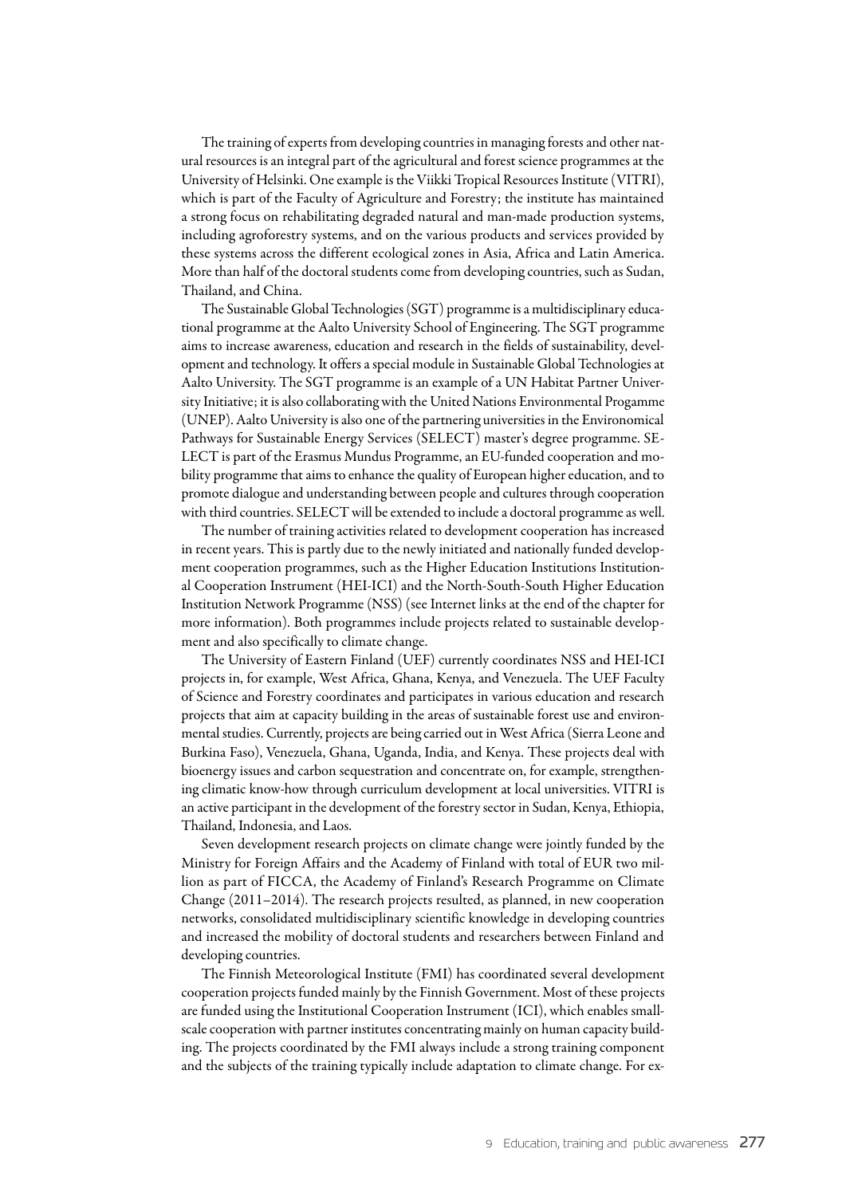The training of experts from developing countries in managing forests and other natural resources is an integral part of the agricultural and forest science programmes at the University of Helsinki. One example is the Viikki Tropical Resources Institute (VITRI), which is part of the Faculty of Agriculture and Forestry; the institute has maintained a strong focus on rehabilitating degraded natural and man-made production systems, including agroforestry systems, and on the various products and services provided by these systems across the different ecological zones in Asia, Africa and Latin America. More than half of the doctoral students come from developing countries, such as Sudan, Thailand, and China.

The Sustainable Global Technologies (SGT) programme is a multidisciplinary educational programme at the Aalto University School of Engineering. The SGT programme aims to increase awareness, education and research in the fields of sustainability, development and technology. It offers a special module in Sustainable Global Technologies at Aalto University. The SGT programme is an example of a UN Habitat Partner University Initiative; it is also collaborating with the United Nations Environmental Progamme (UNEP). Aalto University is also one of the partnering universities in the Environomical Pathways for Sustainable Energy Services (SELECT) master's degree programme. SELECT is part of the Erasmus Mundus Programme, an EU-funded cooperation and mobility programme that aims to enhance the quality of European higher education, and to promote dialogue and understanding between people and cultures through cooperation with third countries. SELECT will be extended to include a doctoral programme as well.

The number of training activities related to development cooperation has increased in recent years. This is partly due to the newly initiated and nationally funded development cooperation programmes, such as the Higher Education Institutions Institutional Cooperation Instrument (HEI-ICI) and the North-South-South Higher Education Institution Network Programme (NSS) (see Internet links at the end of the chapter for more information). Both programmes include projects related to sustainable development and also specifically to climate change.

The University of Eastern Finland (UEF) currently coordinates NSS and HEI-ICI projects in, for example, West Africa, Ghana, Kenya, and Venezuela. The UEF Faculty of Science and Forestry coordinates and participates in various education and research projects that aim at capacity building in the areas of sustainable forest use and environmental studies. Currently, projects are being carried out in West Africa (Sierra Leone and Burkina Faso), Venezuela, Ghana, Uganda, India, and Kenya. These projects deal with bioenergy issues and carbon sequestration and concentrate on, for example, strengthening climatic know-how through curriculum development at local universities. VITRI is an active participant in the development of the forestry sector in Sudan, Kenya, Ethiopia, Thailand, Indonesia, and Laos.

Seven development research projects on climate change were jointly funded by the Ministry for Foreign Affairs and the Academy of Finland with total of EUR two million as part of FICCA, the Academy of Finland's Research Programme on Climate Change (2011–2014). The research projects resulted, as planned, in new cooperation networks, consolidated multidisciplinary scientific knowledge in developing countries and increased the mobility of doctoral students and researchers between Finland and developing countries.

The Finnish Meteorological Institute (FMI) has coordinated several development cooperation projects funded mainly by the Finnish Government. Most of these projects are funded using the Institutional Cooperation Instrument (ICI), which enables small-scale cooperation with partner institutes concentrating mainly on human capacity building. The projects coordinated by the FMI always include a strong training component and the subjects of the training typically include adaptation to climate change. For ex-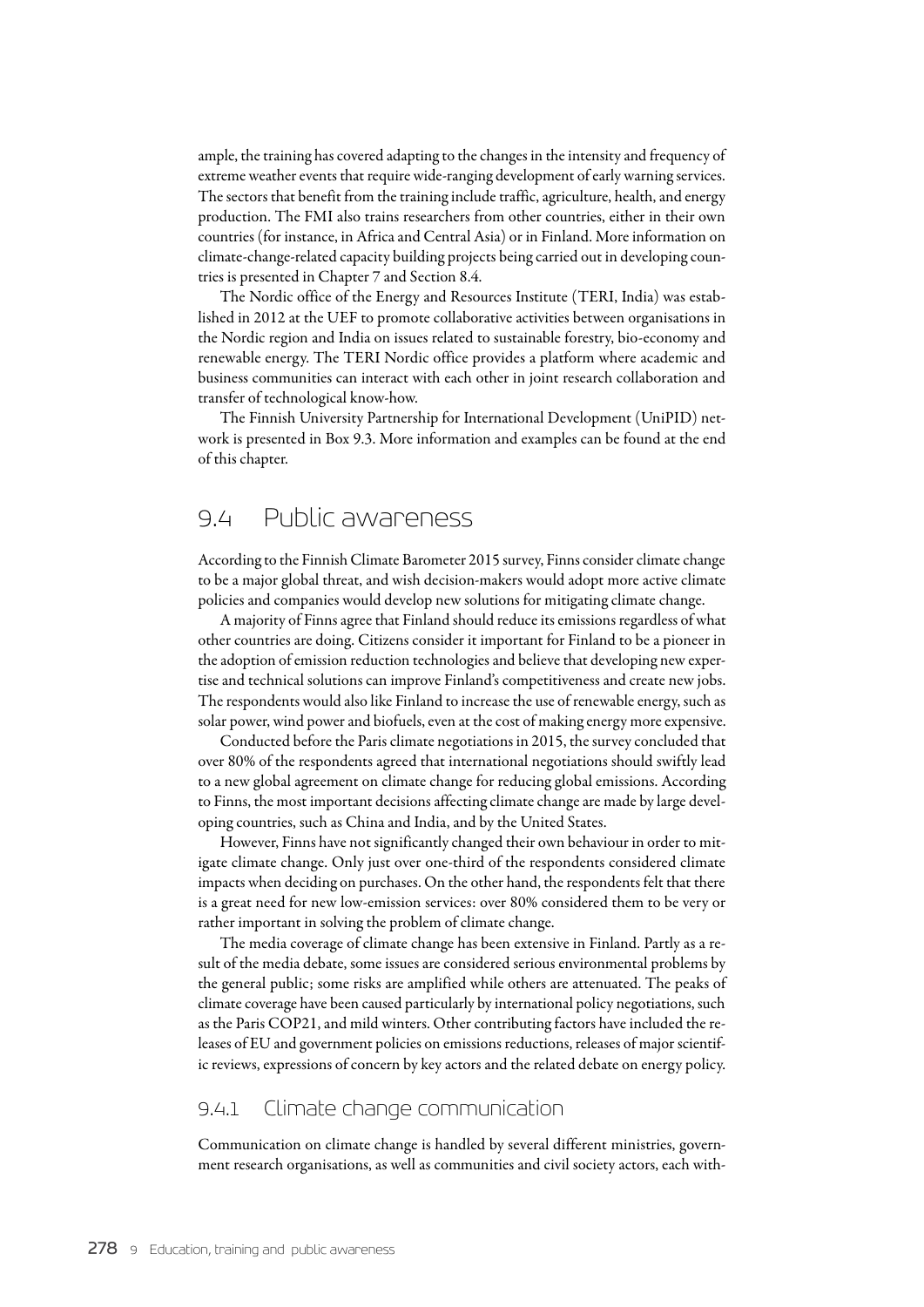ample, the training has covered adapting to the changes in the intensity and frequency of extreme weather events that require wide-ranging development of early warning services. The sectors that benefit from the training include traffic, agriculture, health, and energy production. The FMI also trains researchers from other countries, either in their own countries (for instance, in Africa and Central Asia) or in Finland. More information on climate-change-related capacity building projects being carried out in developing countries is presented in Chapter 7 and Section 8.4.

The Nordic office of the Energy and Resources Institute (TERI, India) was established in 2012 at the UEF to promote collaborative activities between organisations in the Nordic region and India on issues related to sustainable forestry, bio-economy and renewable energy. The TERI Nordic office provides a platform where academic and business communities can interact with each other in joint research collaboration and transfer of technological know-how.

The Finnish University Partnership for International Development (UniPID) network is presented in Box 9.3. More information and examples can be found at the end of this chapter.

## 9.4 Public awareness

According to the Finnish Climate Barometer 2015 survey, Finns consider climate change to be a major global threat, and wish decision-makers would adopt more active climate policies and companies would develop new solutions for mitigating climate change.

A majority of Finns agree that Finland should reduce its emissions regardless of what other countries are doing. Citizens consider it important for Finland to be a pioneer in the adoption of emission reduction technologies and believe that developing new expertise and technical solutions can improve Finland's competitiveness and create new jobs. The respondents would also like Finland to increase the use of renewable energy, such as solar power, wind power and biofuels, even at the cost of making energy more expensive.

Conducted before the Paris climate negotiations in 2015, the survey concluded that over 80% of the respondents agreed that international negotiations should swiftly lead to a new global agreement on climate change for reducing global emissions. According to Finns, the most important decisions affecting climate change are made by large developing countries, such as China and India, and by the United States.

However, Finns have not significantly changed their own behaviour in order to mitigate climate change. Only just over one-third of the respondents considered climate impacts when deciding on purchases. On the other hand, the respondents felt that there is a great need for new low-emission services: over 80% considered them to be very or rather important in solving the problem of climate change.

The media coverage of climate change has been extensive in Finland. Partly as a result of the media debate, some issues are considered serious environmental problems by the general public; some risks are amplified while others are attenuated. The peaks of climate coverage have been caused particularly by international policy negotiations, such as the Paris COP21, and mild winters. Other contributing factors have included the releases of EU and government policies on emissions reductions, releases of major scientific reviews, expressions of concern by key actors and the related debate on energy policy.

### 9.4.1 Climate change communication

Communication on climate change is handled by several different ministries, government research organisations, as well as communities and civil society actors, each with-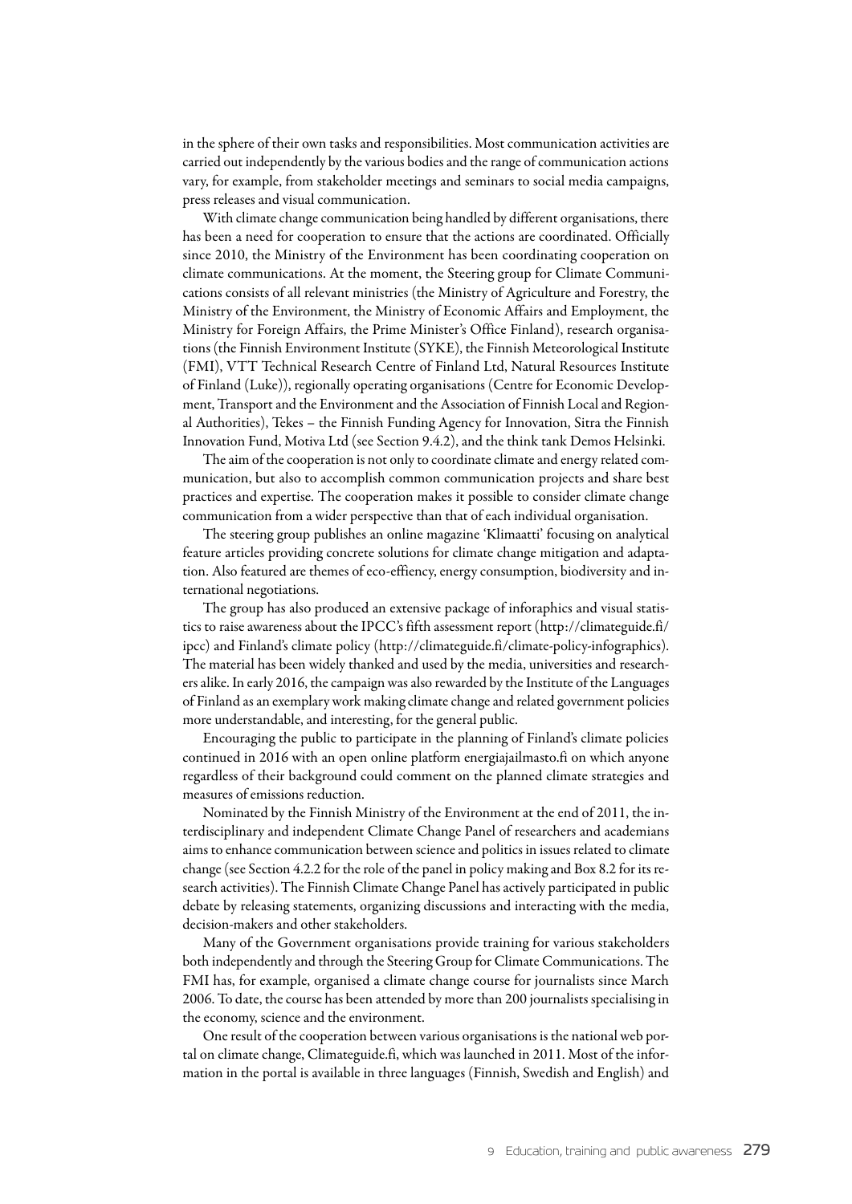in the sphere of their own tasks and responsibilities. Most communication activities are carried out independently by the various bodies and the range of communication actions vary, for example, from stakeholder meetings and seminars to social media campaigns, press releases and visual communication.

With climate change communication being handled by different organisations, there has been a need for cooperation to ensure that the actions are coordinated. Officially since 2010, the Ministry of the Environment has been coordinating cooperation on climate communications. At the moment, the Steering group for Climate Communications consists of all relevant ministries (the Ministry of Agriculture and Forestry, the Ministry of the Environment, the Ministry of Economic Affairs and Employment, the Ministry for Foreign Affairs, the Prime Minister's Office Finland), research organisations (the Finnish Environment Institute (SYKE), the Finnish Meteorological Institute (FMI), VTT Technical Research Centre of Finland Ltd, Natural Resources Institute of Finland (Luke)), regionally operating organisations (Centre for Economic Development, Transport and the Environment and the Association of Finnish Local and Regional Authorities), Tekes – the Finnish Funding Agency for Innovation, Sitra the Finnish Innovation Fund, Motiva Ltd (see Section 9.4.2), and the think tank Demos Helsinki.

The aim of the cooperation is not only to coordinate climate and energy related communication, but also to accomplish common communication projects and share best practices and expertise. The cooperation makes it possible to consider climate change communication from a wider perspective than that of each individual organisation.

The steering group publishes an online magazine 'Klimaatti' focusing on analytical feature articles providing concrete solutions for climate change mitigation and adaptation. Also featured are themes of eco-effiency, energy consumption, biodiversity and international negotiations.

The group has also produced an extensive package of inforaphics and visual statistics to raise awareness about the IPCC's fifth assessment report (http://climateguide.fi/ipcc) and Finland's climate policy (http://climateguide.fi/climate-policy-infographics). The material has been widely thanked and used by the media, universities and researchers alike. In early 2016, the campaign was also rewarded by the Institute of the Languages of Finland as an exemplary work making climate change and related government policies more understandable, and interesting, for the general public.

Encouraging the public to participate in the planning of Finland's climate policies continued in 2016 with an open online platform energiajailmasto.fi on which anyone regardless of their background could comment on the planned climate strategies and measures of emissions reduction.

Nominated by the Finnish Ministry of the Environment at the end of 2011, the interdisciplinary and independent Climate Change Panel of researchers and academians aims to enhance communication between science and politics in issues related to climate change (see Section 4.2.2 for the role of the panel in policy making and Box 8.2 for its research activities). The Finnish Climate Change Panel has actively participated in public debate by releasing statements, organizing discussions and interacting with the media, decision-makers and other stakeholders.

Many of the Government organisations provide training for various stakeholders both independently and through the Steering Group for Climate Communications. The FMI has, for example, organised a climate change course for journalists since March 2006. To date, the course has been attended by more than 200 journalists specialising in the economy, science and the environment.

One result of the cooperation between various organisations is the national web portal on climate change, Climateguide.fi, which was launched in 2011. Most of the information in the portal is available in three languages (Finnish, Swedish and English) and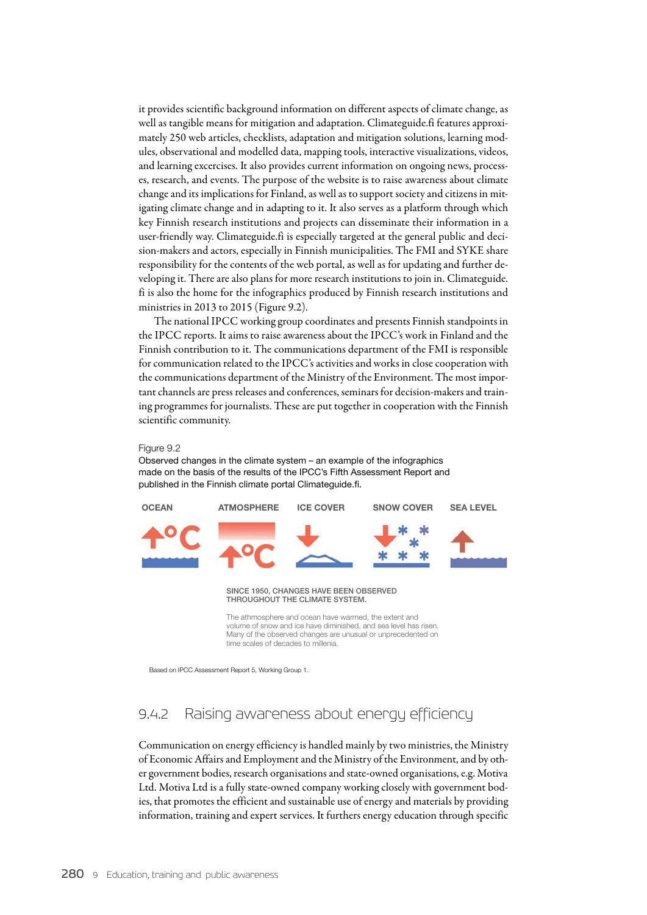it provides scientific background information on different aspects of climate change, as well as tangible means for mitigation and adaptation. Climateguide.fi features approximately 250 web articles, checklists, adaptation and mitigation solutions, learning modules, observational and modelled data, mapping tools, interactive visualizations, videos, and learning excercises. It also provides current information on ongoing news, processes, research, and events. The purpose of the website is to raise awareness about climate change and its implications for Finland, as well as to support society and citizens in mitigating climate change and in adapting to it. It also serves as a platform through which key Finnish research institutions and projects can disseminate their information in a user-friendly way. Climateguide.fi is especially targeted at the general public and decision-makers and actors, especially in Finnish municipalities. The FMI and SYKE share responsibility for the contents of the web portal, as well as for updating and further developing it. There are also plans for more research institutions to join in. Climateguide.fi is also the home for the infographics produced by Finnish research institutions and ministries in 2013 to 2015 (Figure 9.2).

The national IPCC working group coordinates and presents Finnish standpoints in the IPCC reports. It aims to raise awareness about the IPCC's work in Finland and the Finnish contribution to it. The communications department of the FMI is responsible for communication related to the IPCC's activities and works in close cooperation with the communications department of the Ministry of the Environment. The most important channels are press releases and conferences, seminars for decision-makers and training programmes for journalists. These are put together in cooperation with the Finnish scientific community.

Figure 9.2
Observed changes in the climate system – an example of the infographics made on the basis of the results of the IPCC's Fifth Assessment Report and published in the Finnish climate portal Climateguide.fi.

OCEAN ATMOSPHERE ICE COVER SNOW COVER SEA LEVEL

SINCE 1950, CHANGES HAVE BEEN OBSERVED THROUGHOUT THE CLIMATE SYSTEM.

The athmosphere and ocean have warmed, the extent and volume of snow and ice have diminished, and sea level has risen. Many of the observed changes are unusual or unprecedented on time scales of decades to millenia.

Based on IPCC Assessment Report 5, Working Group 1.

## 9.4.2 Raising awareness about energy efficiency

Communication on energy efficiency is handled mainly by two ministries, the Ministry of Economic Affairs and Employment and the Ministry of the Environment, and by other government bodies, research organisations and state-owned organisations, e.g. Motiva Ltd. Motiva Ltd is a fully state-owned company working closely with government bodies, that promotes the efficient and sustainable use of energy and materials by providing information, training and expert services. It furthers energy education through specific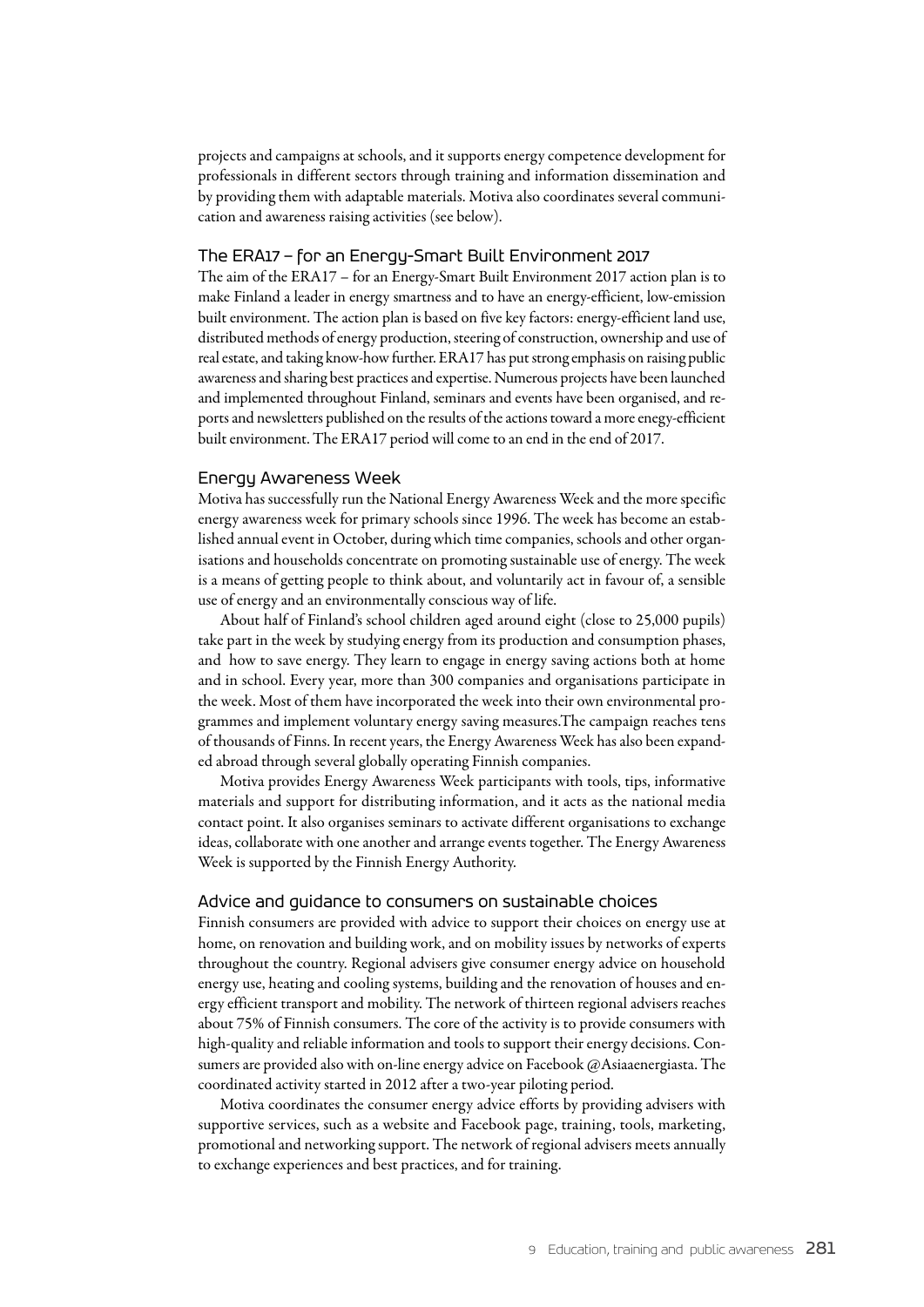projects and campaigns at schools, and it supports energy competence development for professionals in different sectors through training and information dissemination and by providing them with adaptable materials. Motiva also coordinates several communication and awareness raising activities (see below).

### The ERA17 – for an Energy-Smart Built Environment 2017

The aim of the ERA17 – for an Energy-Smart Built Environment 2017 action plan is to make Finland a leader in energy smartness and to have an energy-efficient, low-emission built environment. The action plan is based on five key factors: energy-efficient land use, distributed methods of energy production, steering of construction, ownership and use of real estate, and taking know-how further. ERA17 has put strong emphasis on raising public awareness and sharing best practices and expertise. Numerous projects have been launched and implemented throughout Finland, seminars and events have been organised, and reports and newsletters published on the results of the actions toward a more enegy-efficient built environment. The ERA17 period will come to an end in the end of 2017.

### Energy Awareness Week

Motiva has successfully run the National Energy Awareness Week and the more specific energy awareness week for primary schools since 1996. The week has become an established annual event in October, during which time companies, schools and other organisations and households concentrate on promoting sustainable use of energy. The week is a means of getting people to think about, and voluntarily act in favour of, a sensible use of energy and an environmentally conscious way of life.

About half of Finland's school children aged around eight (close to 25,000 pupils) take part in the week by studying energy from its production and consumption phases, and how to save energy. They learn to engage in energy saving actions both at home and in school. Every year, more than 300 companies and organisations participate in the week. Most of them have incorporated the week into their own environmental programmes and implement voluntary energy saving measures.The campaign reaches tens of thousands of Finns. In recent years, the Energy Awareness Week has also been expanded abroad through several globally operating Finnish companies.

Motiva provides Energy Awareness Week participants with tools, tips, informative materials and support for distributing information, and it acts as the national media contact point. It also organises seminars to activate different organisations to exchange ideas, collaborate with one another and arrange events together. The Energy Awareness Week is supported by the Finnish Energy Authority.

### Advice and guidance to consumers on sustainable choices

Finnish consumers are provided with advice to support their choices on energy use at home, on renovation and building work, and on mobility issues by networks of experts throughout the country. Regional advisers give consumer energy advice on household energy use, heating and cooling systems, building and the renovation of houses and energy efficient transport and mobility. The network of thirteen regional advisers reaches about 75% of Finnish consumers. The core of the activity is to provide consumers with high-quality and reliable information and tools to support their energy decisions. Consumers are provided also with on-line energy advice on Facebook @Asiaaenergiasta. The coordinated activity started in 2012 after a two-year piloting period.

Motiva coordinates the consumer energy advice efforts by providing advisers with supportive services, such as a website and Facebook page, training, tools, marketing, promotional and networking support. The network of regional advisers meets annually to exchange experiences and best practices, and for training.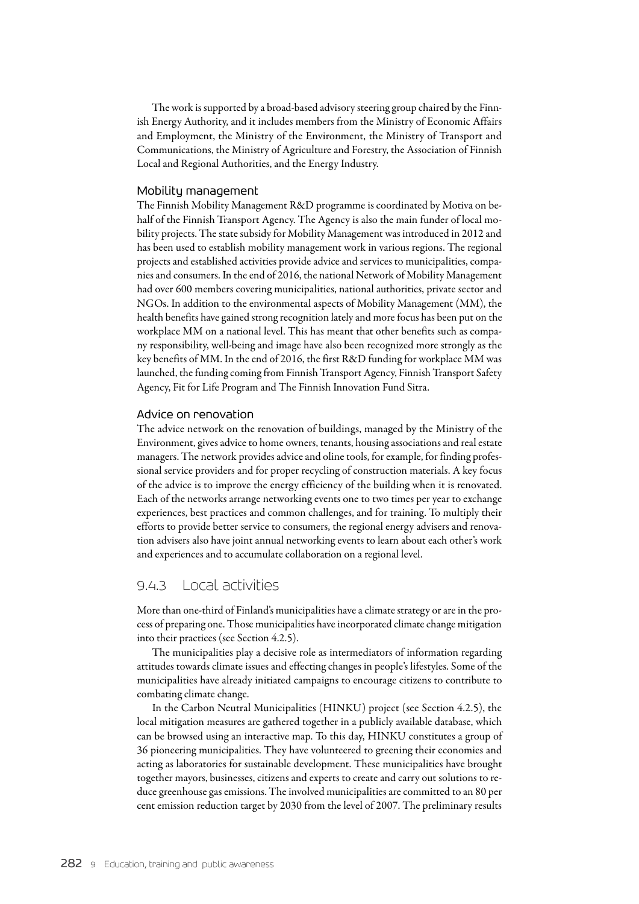The work is supported by a broad-based advisory steering group chaired by the Finnish Energy Authority, and it includes members from the Ministry of Economic Affairs and Employment, the Ministry of the Environment, the Ministry of Transport and Communications, the Ministry of Agriculture and Forestry, the Association of Finnish Local and Regional Authorities, and the Energy Industry.

#### Mobility management

The Finnish Mobility Management R&D programme is coordinated by Motiva on behalf of the Finnish Transport Agency. The Agency is also the main funder of local mobility projects. The state subsidy for Mobility Management was introduced in 2012 and has been used to establish mobility management work in various regions. The regional projects and established activities provide advice and services to municipalities, companies and consumers. In the end of 2016, the national Network of Mobility Management had over 600 members covering municipalities, national authorities, private sector and NGOs. In addition to the environmental aspects of Mobility Management (MM), the health benefits have gained strong recognition lately and more focus has been put on the workplace MM on a national level. This has meant that other benefits such as company responsibility, well-being and image have also been recognized more strongly as the key benefits of MM. In the end of 2016, the first R&D funding for workplace MM was launched, the funding coming from Finnish Transport Agency, Finnish Transport Safety Agency, Fit for Life Program and The Finnish Innovation Fund Sitra.

#### Advice on renovation

The advice network on the renovation of buildings, managed by the Ministry of the Environment, gives advice to home owners, tenants, housing associations and real estate managers. The network provides advice and oline tools, for example, for finding professional service providers and for proper recycling of construction materials. A key focus of the advice is to improve the energy efficiency of the building when it is renovated. Each of the networks arrange networking events one to two times per year to exchange experiences, best practices and common challenges, and for training. To multiply their efforts to provide better service to consumers, the regional energy advisers and renovation advisers also have joint annual networking events to learn about each other's work and experiences and to accumulate collaboration on a regional level.

### 9.4.3 Local activities

More than one-third of Finland's municipalities have a climate strategy or are in the process of preparing one. Those municipalities have incorporated climate change mitigation into their practices (see Section 4.2.5).

The municipalities play a decisive role as intermediators of information regarding attitudes towards climate issues and effecting changes in people's lifestyles. Some of the municipalities have already initiated campaigns to encourage citizens to contribute to combating climate change.

In the Carbon Neutral Municipalities (HINKU) project (see Section 4.2.5), the local mitigation measures are gathered together in a publicly available database, which can be browsed using an interactive map. To this day, HINKU constitutes a group of 36 pioneering municipalities. They have volunteered to greening their economies and acting as laboratories for sustainable development. These municipalities have brought together mayors, businesses, citizens and experts to create and carry out solutions to reduce greenhouse gas emissions. The involved municipalities are committed to an 80 per cent emission reduction target by 2030 from the level of 2007. The preliminary results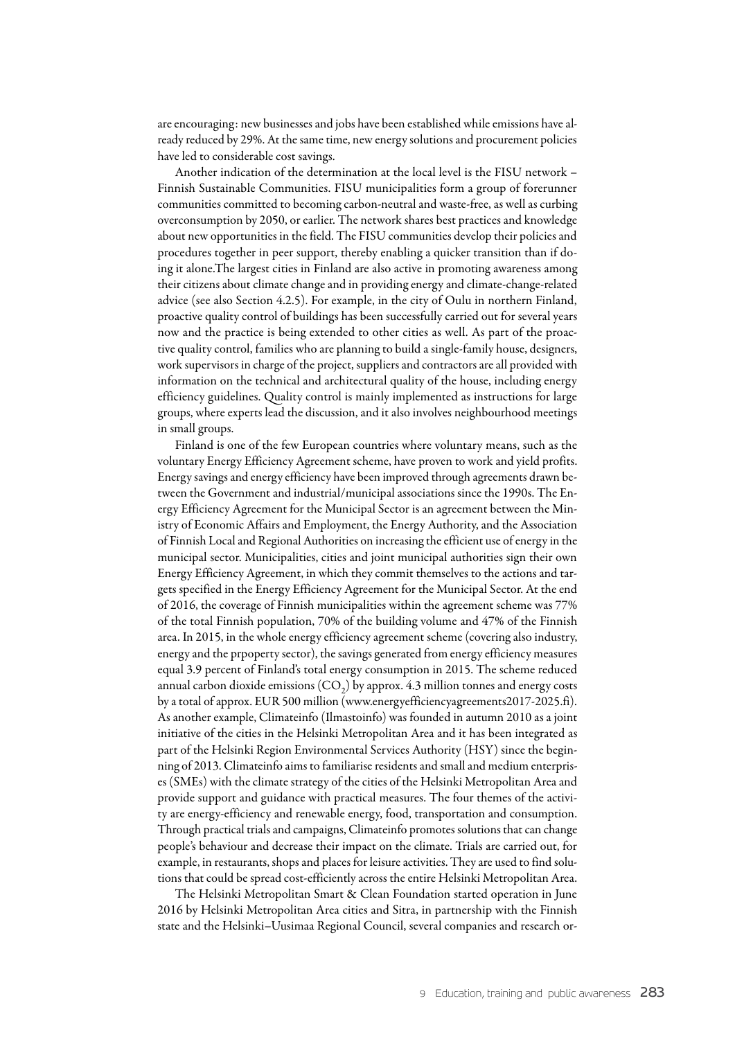are encouraging: new businesses and jobs have been established while emissions have already reduced by 29%. At the same time, new energy solutions and procurement policies have led to considerable cost savings.

Another indication of the determination at the local level is the FISU network – Finnish Sustainable Communities. FISU municipalities form a group of forerunner communities committed to becoming carbon-neutral and waste-free, as well as curbing overconsumption by 2050, or earlier. The network shares best practices and knowledge about new opportunities in the field. The FISU communities develop their policies and procedures together in peer support, thereby enabling a quicker transition than if doing it alone.The largest cities in Finland are also active in promoting awareness among their citizens about climate change and in providing energy and climate-change-related advice (see also Section 4.2.5). For example, in the city of Oulu in northern Finland, proactive quality control of buildings has been successfully carried out for several years now and the practice is being extended to other cities as well. As part of the proactive quality control, families who are planning to build a single-family house, designers, work supervisors in charge of the project, suppliers and contractors are all provided with information on the technical and architectural quality of the house, including energy efficiency guidelines. Quality control is mainly implemented as instructions for large groups, where experts lead the discussion, and it also involves neighbourhood meetings in small groups.

Finland is one of the few European countries where voluntary means, such as the voluntary Energy Efficiency Agreement scheme, have proven to work and yield profits. Energy savings and energy efficiency have been improved through agreements drawn between the Government and industrial/municipal associations since the 1990s. The Energy Efficiency Agreement for the Municipal Sector is an agreement between the Ministry of Economic Affairs and Employment, the Energy Authority, and the Association of Finnish Local and Regional Authorities on increasing the efficient use of energy in the municipal sector. Municipalities, cities and joint municipal authorities sign their own Energy Efficiency Agreement, in which they commit themselves to the actions and targets specified in the Energy Efficiency Agreement for the Municipal Sector. At the end of 2016, the coverage of Finnish municipalities within the agreement scheme was 77% of the total Finnish population, 70% of the building volume and 47% of the Finnish area. In 2015, in the whole energy efficiency agreement scheme (covering also industry, energy and the prpoperty sector), the savings generated from energy efficiency measures equal 3.9 percent of Finland's total energy consumption in 2015. The scheme reduced annual carbon dioxide emissions ($CO_2$) by approx. 4.3 million tonnes and energy costs by a total of approx. EUR 500 million (www.energyefficiencyagreements2017-2025.fi). As another example, Climateinfo (Ilmastoinfo) was founded in autumn 2010 as a joint initiative of the cities in the Helsinki Metropolitan Area and it has been integrated as part of the Helsinki Region Environmental Services Authority (HSY) since the beginning of 2013. Climateinfo aims to familiarise residents and small and medium enterprises (SMEs) with the climate strategy of the cities of the Helsinki Metropolitan Area and provide support and guidance with practical measures. The four themes of the activity are energy-efficiency and renewable energy, food, transportation and consumption. Through practical trials and campaigns, Climateinfo promotes solutions that can change people's behaviour and decrease their impact on the climate. Trials are carried out, for example, in restaurants, shops and places for leisure activities. They are used to find solutions that could be spread cost-efficiently across the entire Helsinki Metropolitan Area.

The Helsinki Metropolitan Smart & Clean Foundation started operation in June 2016 by Helsinki Metropolitan Area cities and Sitra, in partnership with the Finnish state and the Helsinki–Uusimaa Regional Council, several companies and research or-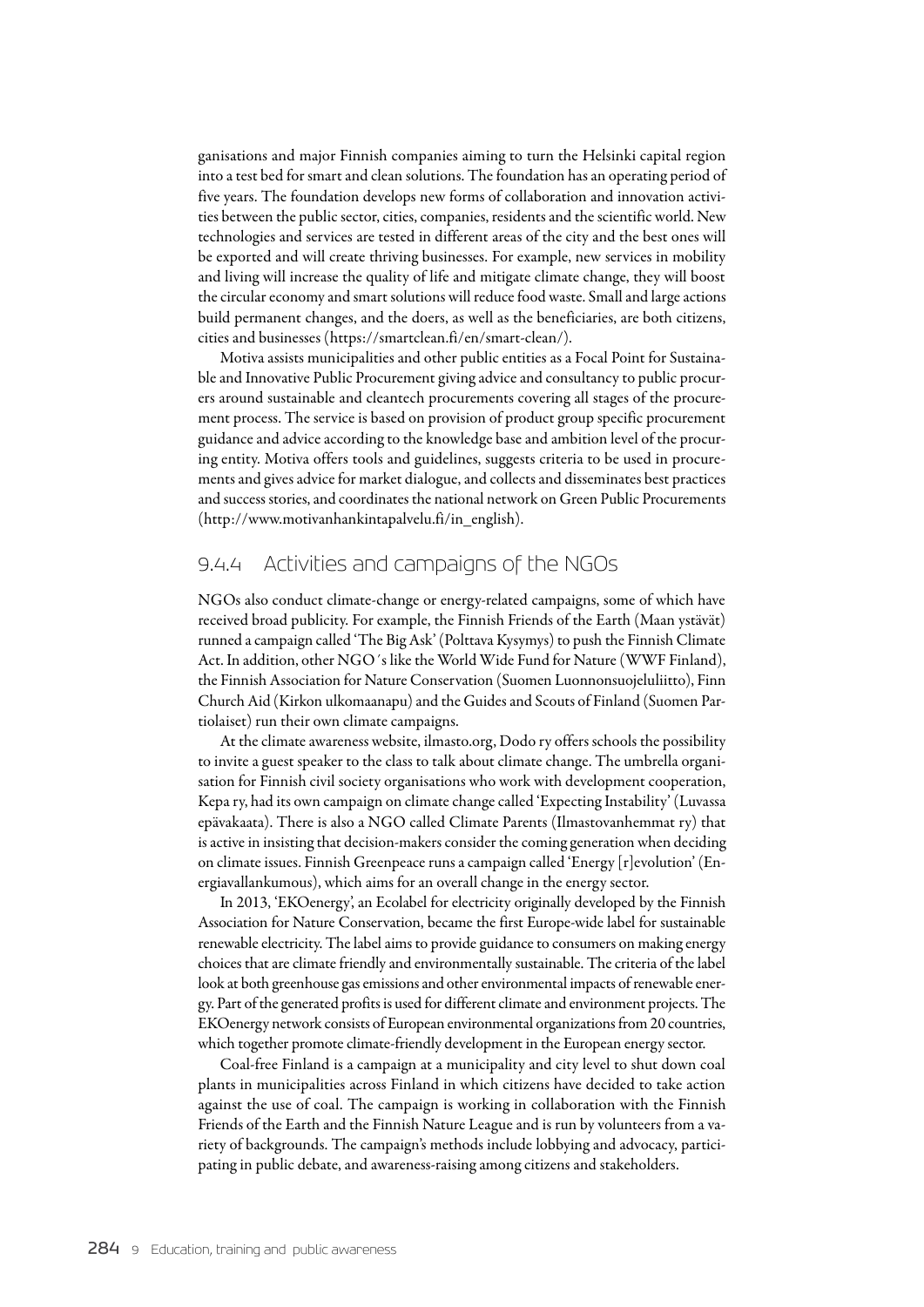ganisations and major Finnish companies aiming to turn the Helsinki capital region into a test bed for smart and clean solutions. The foundation has an operating period of five years. The foundation develops new forms of collaboration and innovation activities between the public sector, cities, companies, residents and the scientific world. New technologies and services are tested in different areas of the city and the best ones will be exported and will create thriving businesses. For example, new services in mobility and living will increase the quality of life and mitigate climate change, they will boost the circular economy and smart solutions will reduce food waste. Small and large actions build permanent changes, and the doers, as well as the beneficiaries, are both citizens, cities and businesses (https://smartclean.fi/en/smart-clean/).

Motiva assists municipalities and other public entities as a Focal Point for Sustainable and Innovative Public Procurement giving advice and consultancy to public procurers around sustainable and cleantech procurements covering all stages of the procurement process. The service is based on provision of product group specific procurement guidance and advice according to the knowledge base and ambition level of the procuring entity. Motiva offers tools and guidelines, suggests criteria to be used in procurements and gives advice for market dialogue, and collects and disseminates best practices and success stories, and coordinates the national network on Green Public Procurements (http://www.motivanhankintapalvelu.fi/in_english).

### 9.4.4 Activities and campaigns of the NGOs

NGOs also conduct climate-change or energy-related campaigns, some of which have received broad publicity. For example, the Finnish Friends of the Earth (Maan ystävät) runned a campaign called 'The Big Ask' (Polttava Kysymys) to push the Finnish Climate Act. In addition, other NGO´s like the World Wide Fund for Nature (WWF Finland), the Finnish Association for Nature Conservation (Suomen Luonnonsuojeluliitto), Finn Church Aid (Kirkon ulkomaanapu) and the Guides and Scouts of Finland (Suomen Partiolaiset) run their own climate campaigns.

At the climate awareness website, ilmasto.org, Dodo ry offers schools the possibility to invite a guest speaker to the class to talk about climate change. The umbrella organisation for Finnish civil society organisations who work with development cooperation, Kepa ry, had its own campaign on climate change called 'Expecting Instability' (Luvassa epävakaata). There is also a NGO called Climate Parents (Ilmastovanhemmat ry) that is active in insisting that decision-makers consider the coming generation when deciding on climate issues. Finnish Greenpeace runs a campaign called 'Energy [r]evolution' (Energiavallankumous), which aims for an overall change in the energy sector.

In 2013, 'EKOenergy', an Ecolabel for electricity originally developed by the Finnish Association for Nature Conservation, became the first Europe-wide label for sustainable renewable electricity. The label aims to provide guidance to consumers on making energy choices that are climate friendly and environmentally sustainable. The criteria of the label look at both greenhouse gas emissions and other environmental impacts of renewable energy. Part of the generated profits is used for different climate and environment projects. The EKOenergy network consists of European environmental organizations from 20 countries, which together promote climate-friendly development in the European energy sector.

Coal-free Finland is a campaign at a municipality and city level to shut down coal plants in municipalities across Finland in which citizens have decided to take action against the use of coal. The campaign is working in collaboration with the Finnish Friends of the Earth and the Finnish Nature League and is run by volunteers from a variety of backgrounds. The campaign's methods include lobbying and advocacy, participating in public debate, and awareness-raising among citizens and stakeholders.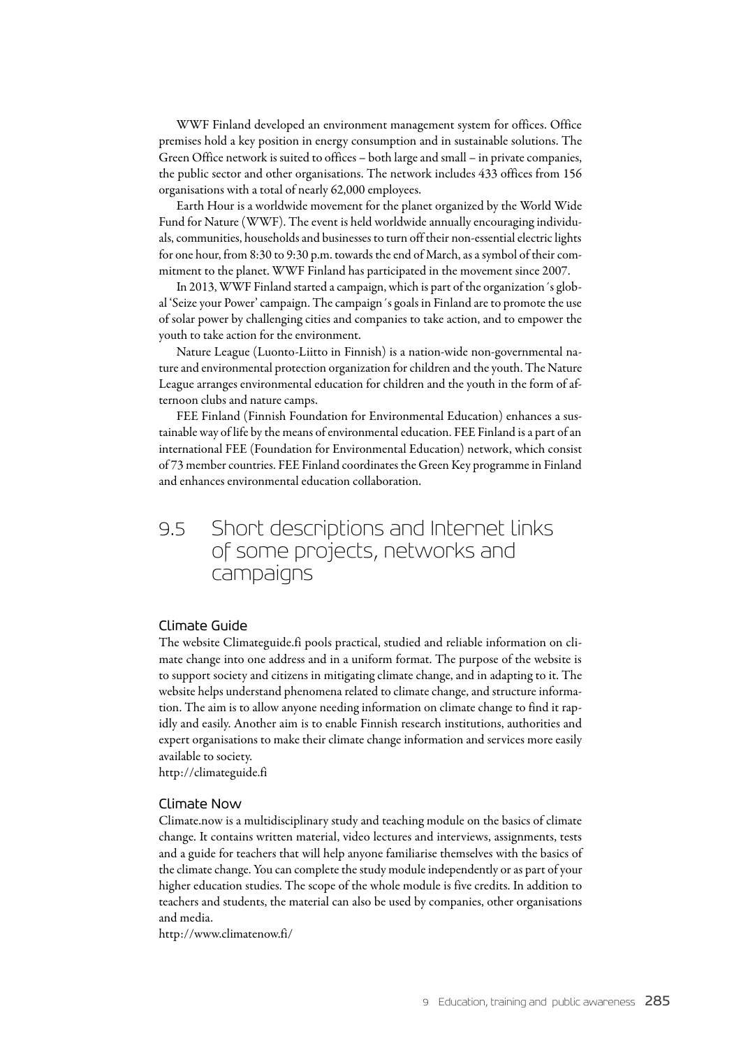WWF Finland developed an environment management system for offices. Office premises hold a key position in energy consumption and in sustainable solutions. The Green Office network is suited to offices – both large and small – in private companies, the public sector and other organisations. The network includes 433 offices from 156 organisations with a total of nearly 62,000 employees.

Earth Hour is a worldwide movement for the planet organized by the World Wide Fund for Nature (WWF). The event is held worldwide annually encouraging individuals, communities, households and businesses to turn off their non-essential electric lights for one hour, from 8:30 to 9:30 p.m. towards the end of March, as a symbol of their commitment to the planet. WWF Finland has participated in the movement since 2007.

In 2013, WWF Finland started a campaign, which is part of the organization´s global 'Seize your Power' campaign. The campaign´s goals in Finland are to promote the use of solar power by challenging cities and companies to take action, and to empower the youth to take action for the environment.

Nature League (Luonto-Liitto in Finnish) is a nation-wide non-governmental nature and environmental protection organization for children and the youth. The Nature League arranges environmental education for children and the youth in the form of afternoon clubs and nature camps.

FEE Finland (Finnish Foundation for Environmental Education) enhances a sustainable way of life by the means of environmental education. FEE Finland is a part of an international FEE (Foundation for Environmental Education) network, which consist of 73 member countries. FEE Finland coordinates the Green Key programme in Finland and enhances environmental education collaboration.

## 9.5 Short descriptions and Internet links of some projects, networks and campaigns

### Climate Guide

The website Climateguide.fi pools practical, studied and reliable information on climate change into one address and in a uniform format. The purpose of the website is to support society and citizens in mitigating climate change, and in adapting to it. The website helps understand phenomena related to climate change, and structure information. The aim is to allow anyone needing information on climate change to find it rapidly and easily. Another aim is to enable Finnish research institutions, authorities and expert organisations to make their climate change information and services more easily available to society.

http://climateguide.fi

### Climate Now

Climate.now is a multidisciplinary study and teaching module on the basics of climate change. It contains written material, video lectures and interviews, assignments, tests and a guide for teachers that will help anyone familiarise themselves with the basics of the climate change. You can complete the study module independently or as part of your higher education studies. The scope of the whole module is five credits. In addition to teachers and students, the material can also be used by companies, other organisations and media.

http://www.climatenow.fi/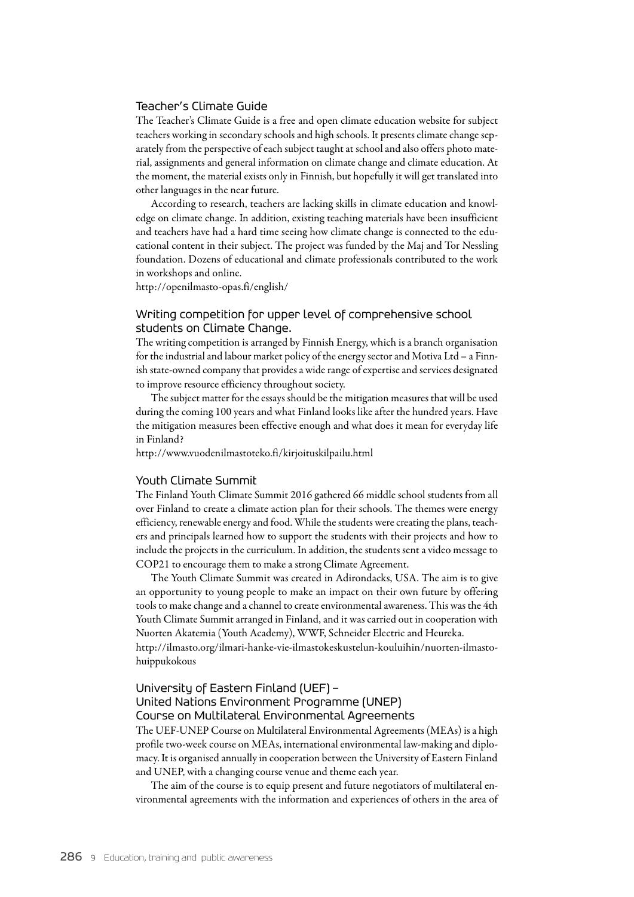### Teacher's Climate Guide

The Teacher's Climate Guide is a free and open climate education website for subject teachers working in secondary schools and high schools. It presents climate change separately from the perspective of each subject taught at school and also offers photo material, assignments and general information on climate change and climate education. At the moment, the material exists only in Finnish, but hopefully it will get translated into other languages in the near future.

According to research, teachers are lacking skills in climate education and knowledge on climate change. In addition, existing teaching materials have been insufficient and teachers have had a hard time seeing how climate change is connected to the educational content in their subject. The project was funded by the Maj and Tor Nessling foundation. Dozens of educational and climate professionals contributed to the work in workshops and online.

http://openilmasto-opas.fi/english/

### Writing competition for upper level of comprehensive school students on Climate Change.

The writing competition is arranged by Finnish Energy, which is a branch organisation for the industrial and labour market policy of the energy sector and Motiva Ltd – a Finnish state-owned company that provides a wide range of expertise and services designated to improve resource efficiency throughout society.

The subject matter for the essays should be the mitigation measures that will be used during the coming 100 years and what Finland looks like after the hundred years. Have the mitigation measures been effective enough and what does it mean for everyday life in Finland?

http://www.vuodenilmastoteko.fi/kirjoituskilpailu.html

### Youth Climate Summit

The Finland Youth Climate Summit 2016 gathered 66 middle school students from all over Finland to create a climate action plan for their schools. The themes were energy efficiency, renewable energy and food. While the students were creating the plans, teachers and principals learned how to support the students with their projects and how to include the projects in the curriculum. In addition, the students sent a video message to COP21 to encourage them to make a strong Climate Agreement.

The Youth Climate Summit was created in Adirondacks, USA. The aim is to give an opportunity to young people to make an impact on their own future by offering tools to make change and a channel to create environmental awareness. This was the 4th Youth Climate Summit arranged in Finland, and it was carried out in cooperation with Nuorten Akatemia (Youth Academy), WWF, Schneider Electric and Heureka.

http://ilmasto.org/ilmari-hanke-vie-ilmastokeskustelun-kouluihin/nuorten-ilmasto-huippukokous

### University of Eastern Finland (UEF) – United Nations Environment Programme (UNEP) Course on Multilateral Environmental Agreements

The UEF-UNEP Course on Multilateral Environmental Agreements (MEAs) is a high profile two-week course on MEAs, international environmental law-making and diplomacy. It is organised annually in cooperation between the University of Eastern Finland and UNEP, with a changing course venue and theme each year.

The aim of the course is to equip present and future negotiators of multilateral environmental agreements with the information and experiences of others in the area of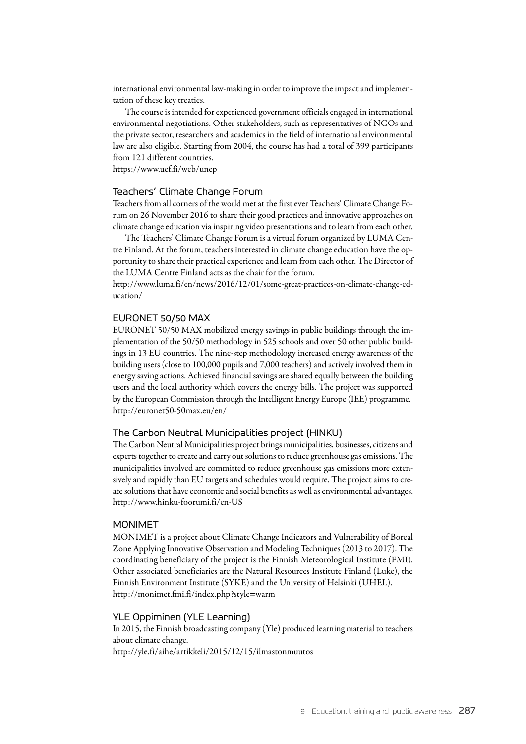international environmental law-making in order to improve the impact and implementation of these key treaties.

The course is intended for experienced government officials engaged in international environmental negotiations. Other stakeholders, such as representatives of NGOs and the private sector, researchers and academics in the field of international environmental law are also eligible. Starting from 2004, the course has had a total of 399 participants from 121 different countries.

https://www.uef.fi/web/unep

### Teachers' Climate Change Forum

Teachers from all corners of the world met at the first ever Teachers' Climate Change Forum on 26 November 2016 to share their good practices and innovative approaches on climate change education via inspiring video presentations and to learn from each other.

The Teachers' Climate Change Forum is a virtual forum organized by LUMA Centre Finland. At the forum, teachers interested in climate change education have the opportunity to share their practical experience and learn from each other. The Director of the LUMA Centre Finland acts as the chair for the forum.

http://www.luma.fi/en/news/2016/12/01/some-great-practices-on-climate-change-education/

### EURONET 50/50 MAX

EURONET 50/50 MAX mobilized energy savings in public buildings through the implementation of the 50/50 methodology in 525 schools and over 50 other public buildings in 13 EU countries. The nine-step methodology increased energy awareness of the building users (close to 100,000 pupils and 7,000 teachers) and actively involved them in energy saving actions. Achieved financial savings are shared equally between the building users and the local authority which covers the energy bills. The project was supported by the European Commission through the Intelligent Energy Europe (IEE) programme.

http://euronet50-50max.eu/en/

### The Carbon Neutral Municipalities project (HINKU)

The Carbon Neutral Municipalities project brings municipalities, businesses, citizens and experts together to create and carry out solutions to reduce greenhouse gas emissions. The municipalities involved are committed to reduce greenhouse gas emissions more extensively and rapidly than EU targets and schedules would require. The project aims to create solutions that have economic and social benefits as well as environmental advantages.

http://www.hinku-foorumi.fi/en-US

### MONIMET

MONIMET is a project about Climate Change Indicators and Vulnerability of Boreal Zone Applying Innovative Observation and Modeling Techniques (2013 to 2017). The coordinating beneficiary of the project is the Finnish Meteorological Institute (FMI). Other associated beneficiaries are the Natural Resources Institute Finland (Luke), the Finnish Environment Institute (SYKE) and the University of Helsinki (UHEL).

http://monimet.fmi.fi/index.php?style=warm

### YLE Oppiminen (YLE Learning)

In 2015, the Finnish broadcasting company (Yle) produced learning material to teachers about climate change.

http://yle.fi/aihe/artikkeli/2015/12/15/ilmastonmuutos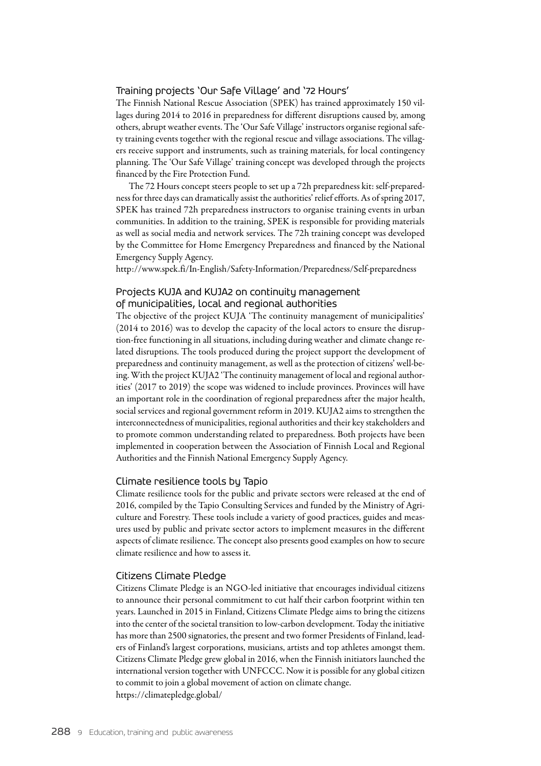### Training projects 'Our Safe Village' and '72 Hours'

The Finnish National Rescue Association (SPEK) has trained approximately 150 villages during 2014 to 2016 in preparedness for different disruptions caused by, among others, abrupt weather events. The 'Our Safe Village' instructors organise regional safety training events together with the regional rescue and village associations. The villagers receive support and instruments, such as training materials, for local contingency planning. The 'Our Safe Village' training concept was developed through the projects financed by the Fire Protection Fund.

The 72 Hours concept steers people to set up a 72h preparedness kit: self-preparedness for three days can dramatically assist the authorities' relief efforts. As of spring 2017, SPEK has trained 72h preparedness instructors to organise training events in urban communities. In addition to the training, SPEK is responsible for providing materials as well as social media and network services. The 72h training concept was developed by the Committee for Home Emergency Preparedness and financed by the National Emergency Supply Agency.

http://www.spek.fi/In-English/Safety-Information/Preparedness/Self-preparedness

### Projects KUJA and KUJA2 on continuity management of municipalities, local and regional authorities

The objective of the project KUJA 'The continuity management of municipalities' (2014 to 2016) was to develop the capacity of the local actors to ensure the disruption-free functioning in all situations, including during weather and climate change related disruptions. The tools produced during the project support the development of preparedness and continuity management, as well as the protection of citizens' well-being. With the project KUJA2 'The continuity management of local and regional authorities' (2017 to 2019) the scope was widened to include provinces. Provinces will have an important role in the coordination of regional preparedness after the major health, social services and regional government reform in 2019. KUJA2 aims to strengthen the interconnectedness of municipalities, regional authorities and their key stakeholders and to promote common understanding related to preparedness. Both projects have been implemented in cooperation between the Association of Finnish Local and Regional Authorities and the Finnish National Emergency Supply Agency.

### Climate resilience tools by Tapio

Climate resilience tools for the public and private sectors were released at the end of 2016, compiled by the Tapio Consulting Services and funded by the Ministry of Agriculture and Forestry. These tools include a variety of good practices, guides and measures used by public and private sector actors to implement measures in the different aspects of climate resilience. The concept also presents good examples on how to secure climate resilience and how to assess it.

### Citizens Climate Pledge

Citizens Climate Pledge is an NGO-led initiative that encourages individual citizens to announce their personal commitment to cut half their carbon footprint within ten years. Launched in 2015 in Finland, Citizens Climate Pledge aims to bring the citizens into the center of the societal transition to low-carbon development. Today the initiative has more than 2500 signatories, the present and two former Presidents of Finland, leaders of Finland's largest corporations, musicians, artists and top athletes amongst them. Citizens Climate Pledge grew global in 2016, when the Finnish initiators launched the international version together with UNFCCC. Now it is possible for any global citizen to commit to join a global movement of action on climate change.

https://climatepledge.global/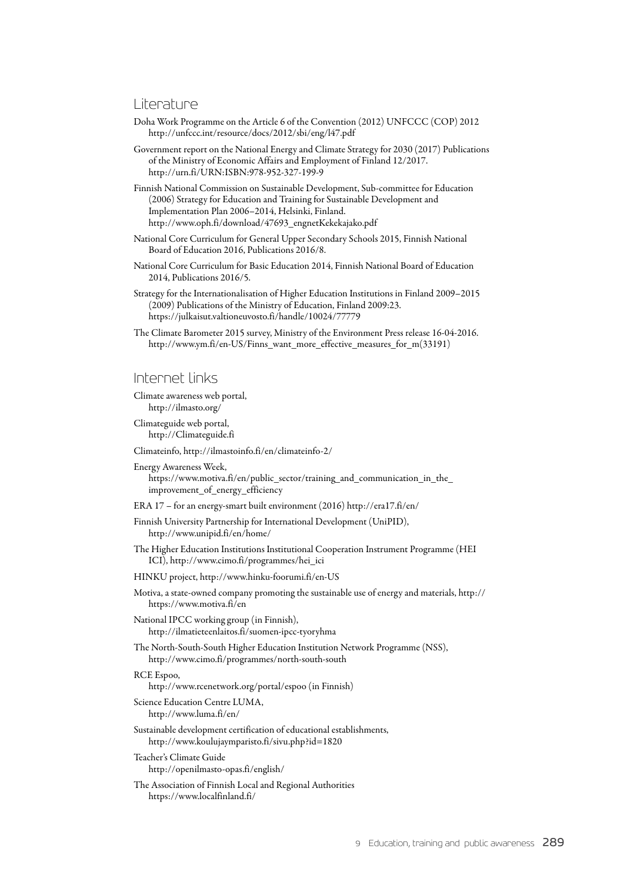## Literature

Doha Work Programme on the Article 6 of the Convention (2012) UNFCCC (COP) 2012 http://unfccc.int/resource/docs/2012/sbi/eng/l47.pdf

Government report on the National Energy and Climate Strategy for 2030 (2017) Publications of the Ministry of Economic Affairs and Employment of Finland 12/2017. http://urn.fi/URN:ISBN:978-952-327-199-9

Finnish National Commission on Sustainable Development, Sub-committee for Education (2006) Strategy for Education and Training for Sustainable Development and Implementation Plan 2006–2014, Helsinki, Finland. http://www.oph.fi/download/47693_engnetKekekajako.pdf

National Core Curriculum for General Upper Secondary Schools 2015, Finnish National Board of Education 2016, Publications 2016/8.

National Core Curriculum for Basic Education 2014, Finnish National Board of Education 2014, Publications 2016/5.

Strategy for the Internationalisation of Higher Education Institutions in Finland 2009–2015 (2009) Publications of the Ministry of Education, Finland 2009:23. https://julkaisut.valtioneuvosto.fi/handle/10024/77779

The Climate Barometer 2015 survey, Ministry of the Environment Press release 16-04-2016. http://www.ym.fi/en-US/Finns_want_more_effective_measures_for_m(33191)

## Internet links

Climate awareness web portal, http://ilmasto.org/

Climateguide web portal, http://Climateguide.fi

Climateinfo, http://ilmastoinfo.fi/en/climateinfo-2/

Energy Awareness Week, https://www.motiva.fi/en/public_sector/training_and_communication_in_the_improvement_of_energy_efficiency

ERA 17 – for an energy-smart built environment (2016) http://era17.fi/en/

Finnish University Partnership for International Development (UniPID), http://www.unipid.fi/en/home/

The Higher Education Institutions Institutional Cooperation Instrument Programme (HEI ICI), http://www.cimo.fi/programmes/hei_ici

HINKU project, http://www.hinku-foorumi.fi/en-US

Motiva, a state-owned company promoting the sustainable use of energy and materials, http:// https://www.motiva.fi/en

National IPCC working group (in Finnish), http://ilmatieteenlaitos.fi/suomen-ipcc-tyoryhma

The North-South-South Higher Education Institution Network Programme (NSS), http://www.cimo.fi/programmes/north-south-south

RCE Espoo, http://www.rcenetwork.org/portal/espoo (in Finnish)

Science Education Centre LUMA, http://www.luma.fi/en/

Sustainable development certification of educational establishments, http://www.koulujaymparisto.fi/sivu.php?id=1820

Teacher's Climate Guide http://openilmasto-opas.fi/english/

The Association of Finnish Local and Regional Authorities https://www.localfinland.fi/